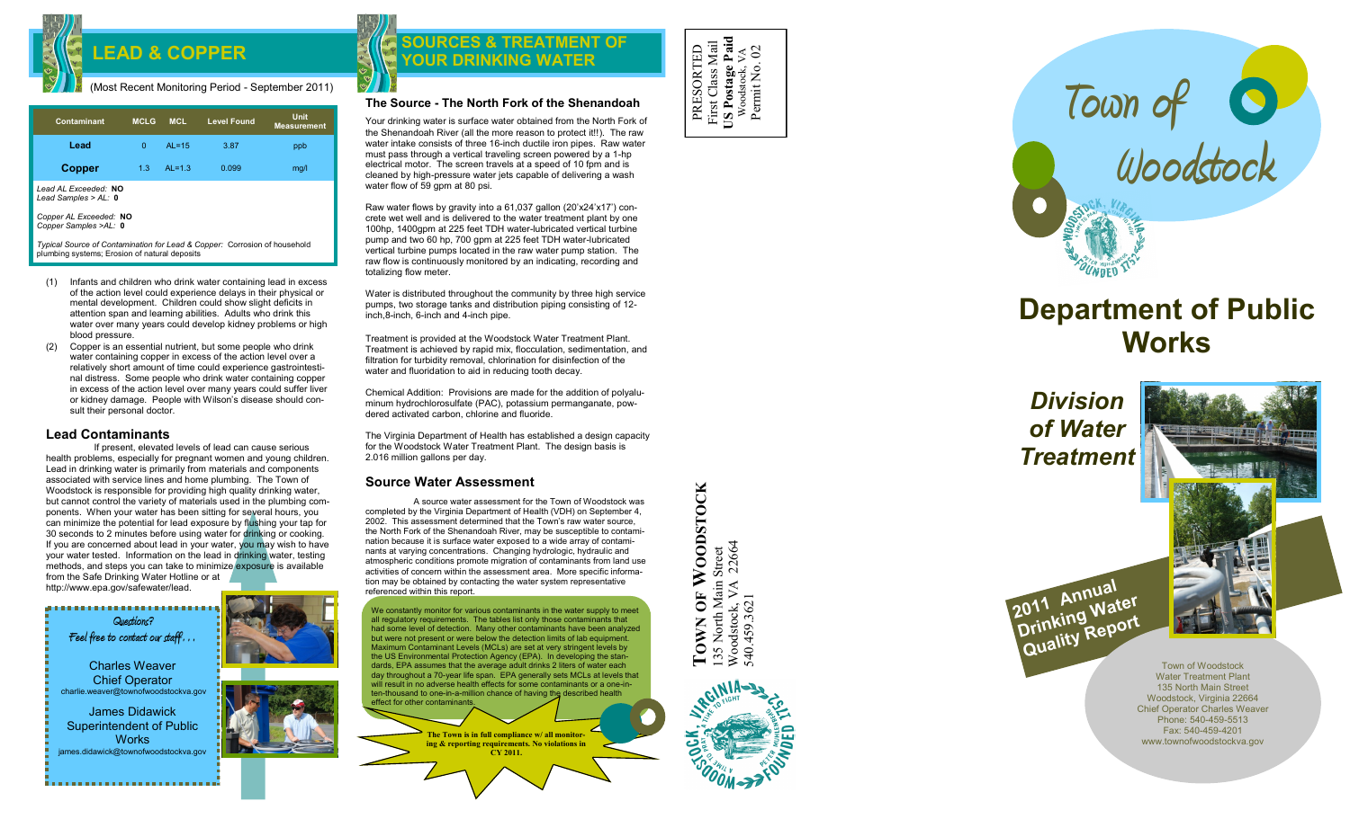## LEAD & COPPER

(Most Recent Monitoring Period - September 2011)

| Contaminant | MCLG | MCL | Level Found | Unit Measurement |
|---|---|---|---|---|
| Lead | 0 | AL=15 | 3.87 | ppb |
| Copper | 1.3 | AL=1.3 | 0.099 | mg/l |

*Lead AL Exceeded:* **NO**
*Lead Samples > AL:* **0**

*Copper AL Exceeded:* **NO**
*Copper Samples >AL:* **0**

*Typical Source of Contamination for Lead & Copper:* Corrosion of household plumbing systems; Erosion of natural deposits

(1) Infants and children who drink water containing lead in excess of the action level could experience delays in their physical or mental development. Children could show slight deficits in attention span and learning abilities. Adults who drink this water over many years could develop kidney problems or high blood pressure.

(2) Copper is an essential nutrient, but some people who drink water containing copper in excess of the action level over a relatively short amount of time could experience gastrointestinal distress. Some people who drink water containing copper in excess of the action level over many years could suffer liver or kidney damage. People with Wilson's disease should consult their personal doctor.

### Lead Contaminants

If present, elevated levels of lead can cause serious health problems, especially for pregnant women and young children. Lead in drinking water is primarily from materials and components associated with service lines and home plumbing. The Town of Woodstock is responsible for providing high quality drinking water, but cannot control the variety of materials used in the plumbing components. When your water has been sitting for several hours, you can minimize the potential for lead exposure by flushing your tap for 30 seconds to 2 minutes before using water for drinking or cooking. If you are concerned about lead in your water, you may wish to have your water tested. Information on the lead in drinking water, testing methods, and steps you can take to minimize exposure is available from the Safe Drinking Water Hotline or at http://www.epa.gov/safewater/lead.

*Questions?*
*Feel free to contact our staff . . .*

Charles Weaver
Chief Operator
charlie.weaver@townofwoodstockva.gov

James Didawick
Superintendent of Public Works
james.didawick@townofwoodstockva.gov

## SOURCES & TREATMENT OF YOUR DRINKING WATER

### The Source - The North Fork of the Shenandoah

Your drinking water is surface water obtained from the North Fork of the Shenandoah River (all the more reason to protect it!!). The raw water intake consists of three 16-inch ductile iron pipes. Raw water must pass through a vertical traveling screen powered by a 1-hp electrical motor. The screen travels at a speed of 10 fpm and is cleaned by high-pressure water jets capable of delivering a wash water flow of 59 gpm at 80 psi.

Raw water flows by gravity into a 61,037 gallon (20'x24'x17') concrete wet well and is delivered to the water treatment plant by one 100hp, 1400gpm at 225 feet TDH water-lubricated vertical turbine pump and two 60 hp, 700 gpm at 225 feet TDH water-lubricated vertical turbine pumps located in the raw water pump station. The raw flow is continuously monitored by an indicating, recording and totalizing flow meter.

Water is distributed throughout the community by three high service pumps, two storage tanks and distribution piping consisting of 12-inch,8-inch, 6-inch and 4-inch pipe.

Treatment is provided at the Woodstock Water Treatment Plant. Treatment is achieved by rapid mix, flocculation, sedimentation, and filtration for turbidity removal, chlorination for disinfection of the water and fluoridation to aid in reducing tooth decay.

Chemical Addition: Provisions are made for the addition of polyaluminum hydrochlorosulfate (PAC), potassium permanganate, powdered activated carbon, chlorine and fluoride.

The Virginia Department of Health has established a design capacity for the Woodstock Water Treatment Plant. The design basis is 2.016 million gallons per day.

### Source Water Assessment

A source water assessment for the Town of Woodstock was completed by the Virginia Department of Health (VDH) on September 4, 2002. This assessment determined that the Town's raw water source, the North Fork of the Shenandoah River, may be susceptible to contamination because it is surface water exposed to a wide array of contaminants at varying concentrations. Changing hydrologic, hydraulic and atmospheric conditions promote migration of contaminants from land use activities of concern within the assessment area. More specific information may be obtained by contacting the water system representative referenced within this report.

We constantly monitor for various contaminants in the water supply to meet all regulatory requirements. The tables list only those contaminants that had some level of detection. Many other contaminants have been analyzed but were not present or were below the detection limits of lab equipment. Maximum Contaminant Levels (MCLs) are set at very stringent levels by the US Environmental Protection Agency (EPA). In developing the standards, EPA assumes that the average adult drinks 2 liters of water each day throughout a 70-year life span. EPA generally sets MCLs at levels that will result in no adverse health effects for some contaminants or a one-in-ten-thousand to one-in-a-million chance of having the described health effect for other contaminants.

**The Town is in full compliance w/ all monitoring & reporting requirements. No violations in CY 2011.**

PRESORTED
First Class Mail
**US Postage Paid**
Woodstock, VA
Permit No. 02

**TOWN OF WOODSTOCK**
135 North Main Street
Woodstock, VA 22664
540.459.3621

# Town of Woodstock

# Department of Public Works

## *Division of Water Treatment*

**2011 Annual Drinking Water Quality Report**

Town of Woodstock
Water Treatment Plant
135 North Main Street
Woodstock, Virginia 22664
Chief Operator Charles Weaver
Phone: 540-459-5513
Fax: 540-459-4201
www.townofwoodstockva.gov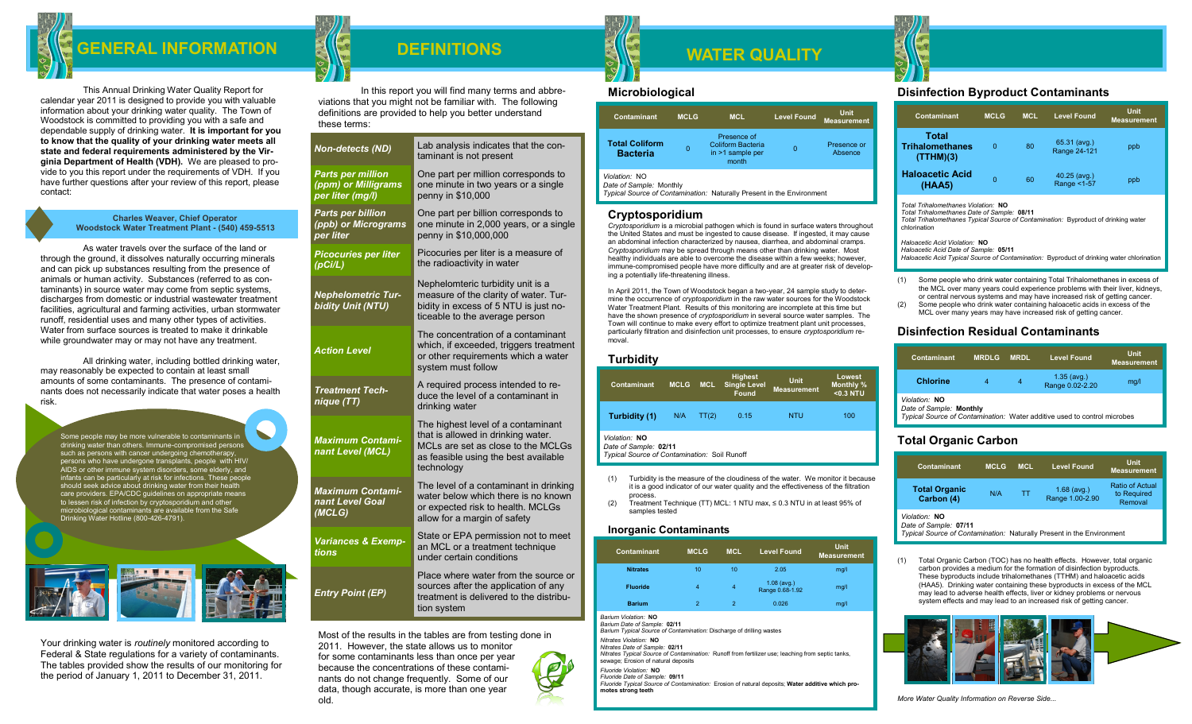# GENERAL INFORMATION

This Annual Drinking Water Quality Report for calendar year 2011 is designed to provide you with valuable information about your drinking water quality. The Town of Woodstock is committed to providing you with a safe and dependable supply of drinking water. **It is important for you to know that the quality of your drinking water meets all state and federal requirements administered by the Virginia Department of Health (VDH).** We are pleased to provide you to this report under the requirements of VDH. If you have further questions after your review of this report, please contact:

**Charles Weaver, Chief Operator**
**Woodstock Water Treatment Plant - (540) 459-5513**

As water travels over the surface of the land or through the ground, it dissolves naturally occurring minerals and can pick up substances resulting from the presence of animals or human activity. Substances (referred to as contaminants) in source water may come from septic systems, discharges from domestic or industrial wastewater treatment facilities, agricultural and farming activities, urban stormwater runoff, residential uses and many other types of activities. Water from surface sources is treated to make it drinkable while groundwater may or may not have any treatment.

All drinking water, including bottled drinking water, may reasonably be expected to contain at least small amounts of some contaminants. The presence of contaminants does not necessarily indicate that water poses a health risk.

Some people may be more vulnerable to contaminants in drinking water than others. Immune-compromised persons such as persons with cancer undergoing chemotherapy, persons who have undergone transplants, people with HIV/AIDS or other immune system disorders, some elderly, and infants can be particularly at risk for infections. These people should seek advice about drinking water from their health care providers. EPA/CDC guidelines on appropriate means to lessen risk of infection by cryptosporidium and other microbiological contaminants are available from the Safe Drinking Water Hotline (800-426-4791).

Your drinking water is *routinely* monitored according to Federal & State regulations for a variety of contaminants. The tables provided show the results of our monitoring for the period of January 1, 2011 to December 31, 2011.

# DEFINITIONS

In this report you will find many terms and abbreviations that you might not be familiar with. The following definitions are provided to help you better understand these terms:

| | |
|---|---|
| *Non-detects (ND)* | Lab analysis indicates that the contaminant is not present |
| *Parts per million (ppm) or Milligrams per liter (mg/l)* | One part per million corresponds to one minute in two years or a single penny in $10,000 |
| *Parts per billion (ppb) or Micrograms per liter* | One part per billion corresponds to one minute in 2,000 years, or a single penny in $10,000,000 |
| *Picocuries per liter (pCi/L)* | Picocuries per liter is a measure of the radioactivity in water |
| *Nephelometric Turbidity Unit (NTU)* | Nephelomteric turbidity unit is a measure of the clarity of water. Turbidity in excess of 5 NTU is just noticeable to the average person |
| *Action Level* | The concentration of a contaminant which, if exceeded, triggers treatment or other requirements which a water system must follow |
| *Treatment Technique (TT)* | A required process intended to reduce the level of a contaminant in drinking water |
| *Maximum Contaminant Level (MCL)* | The highest level of a contaminant that is allowed in drinking water. MCLs are set as close to the MCLGs as feasible using the best available technology |
| *Maximum Contaminant Level Goal (MCLG)* | The level of a contaminant in drinking water below which there is no known or expected risk to health. MCLGs allow for a margin of safety |
| *Variances & Exemptions* | State or EPA permission not to meet an MCL or a treatment technique under certain conditions |
| *Entry Point (EP)* | Place where water from the source or sources after the application of any treatment is delivered to the distribution system |

Most of the results in the tables are from testing done in 2011. However, the state allows us to monitor for some contaminants less than once per year because the concentrations of these contaminants do not change frequently. Some of our data, though accurate, is more than one year old.

# WATER QUALITY

## Microbiological

| Contaminant | MCLG | MCL | Level Found | Unit Measurement |
|---|---|---|---|---|
| **Total Coliform Bacteria** | 0 | Presence of Coliform Bacteria in >1 sample per month | 0 | Presence or Absence |

*Violation:* NO
*Date of Sample:* Monthly
*Typical Source of Contamination:* Naturally Present in the Environment

## Cryptosporidium

*Cryptosporidium* is a microbial pathogen which is found in surface waters throughout the United States and must be ingested to cause disease. If ingested, it may cause an abdominal infection characterized by nausea, diarrhea, and abdominal cramps. *Cryptosporidium* may be spread through means other than drinking water. Most healthy individuals are able to overcome the disease within a few weeks; however, immune-compromised people have more difficulty and are at greater risk of developing a potentially life-threatening illness.

In April 2011, the Town of Woodstock began a two-year, 24 sample study to determine the occurrence of *cryptosporidium* in the raw water sources for the Woodstock Water Treatment Plant. Results of this monitoring are incomplete at this time but have the shown presence of *cryptosporidium* in several source water samples. The Town will continue to make every effort to optimize treatment plant unit processes, particularly filtration and disinfection unit processes, to ensure *cryptosporidium* removal.

## Turbidity

| Contaminant | MCLG | MCL | Highest Single Level Found | Unit Measurement | Lowest Monthly % <0.3 NTU |
|---|---|---|---|---|---|
| **Turbidity (1)** | N/A | TT(2) | 0.15 | NTU | 100 |

*Violation:* **NO**
*Date of Sample:* **02/11**
*Typical Source of Contamination:* Soil Runoff

(1) Turbidity is the measure of the cloudiness of the water. We monitor it because it is a good indicator of our water quality and the effectiveness of the filtration process.
(2) Treatment Technique (TT) MCL: 1 NTU max, ≤ 0.3 NTU in at least 95% of samples tested

## Inorganic Contaminants

| Contaminant | MCLG | MCL | Level Found | Unit Measurement |
|---|---|---|---|---|
| **Nitrates** | 10 | 10 | 2.05 | mg/l |
| **Fluoride** | 4 | 4 | 1.08 (avg.) Range 0.68-1.92 | mg/l |
| **Barium** | 2 | 2 | 0.026 | mg/l |

*Barium Violation:* **NO**
*Barium Date of Sample:* **02/11**
*Barium Typical Source of Contamination:* Discharge of drilling wastes

*Nitrates Violation:* **NO**
*Nitrates Date of Sample:* **02/11**
*Nitrates Typical Source of Contamination:* Runoff from fertilizer use; leaching from septic tanks, sewage; Erosion of natural deposits

*Fluoride Violation:* **NO**
*Fluoride Date of Sample:* **09/11**
*Fluoride Typical Source of Contamination:* Erosion of natural deposits; **Water additive which promotes strong teeth**

## Disinfection Byproduct Contaminants

| Contaminant | MCLG | MCL | Level Found | Unit Measurement |
|---|---|---|---|---|
| **Total Trihalomethanes (TTHM)(3)** | 0 | 80 | 65.31 (avg.) Range 24-121 | ppb |
| **Haloacetic Acid (HAA5)** | 0 | 60 | 40.25 (avg.) Range <1-57 | ppb |

*Total Trihalomethanes Violation:* **NO**
*Total Trihalomethanes Date of Sample:* **08/11**
*Total Trihalomethanes Typical Source of Contamination:* Byproduct of drinking water chlorination

*Haloacetic Acid Violation:* **NO**
*Haloacetic Acid Date of Sample:* **05/11**
*Haloacetic Acid Typical Source of Contamination:* Byproduct of drinking water chlorination

(1) Some people who drink water containing Total Trihalomethanes in excess of the MCL over many years could experience problems with their liver, kidneys, or central nervous systems and may have increased risk of getting cancer.
(2) Some people who drink water containing haloacetic acids in excess of the MCL over many years may have increased risk of getting cancer.

## Disinfection Residual Contaminants

| Contaminant | MRDLG | MRDL | Level Found | Unit Measurement |
|---|---|---|---|---|
| **Chlorine** | 4 | 4 | 1.35 (avg.) Range 0.02-2.20 | mg/l |

*Violation:* **NO**
*Date of Sample:* **Monthly**
*Typical Source of Contamination:* Water additive used to control microbes

## Total Organic Carbon

| Contaminant | MCLG | MCL | Level Found | Unit Measurement |
|---|---|---|---|---|
| **Total Organic Carbon (4)** | N/A | TT | 1.68 (avg.) Range 1.00-2.90 | Ratio of Actual to Required Removal |

*Violation:* **NO**
*Date of Sample:* **07/11**
*Typical Source of Contamination:* Naturally Present in the Environment

(1) Total Organic Carbon (TOC) has no health effects. However, total organic carbon provides a medium for the formation of disinfection byproducts. These byproducts include trihalomethanes (TTHM) and haloacetic acids (HAA5). Drinking water containing these byproducts in excess of the MCL may lead to adverse health effects, liver or kidney problems or nervous system effects and may lead to an increased risk of getting cancer.

*More Water Quality Information on Reverse Side...*